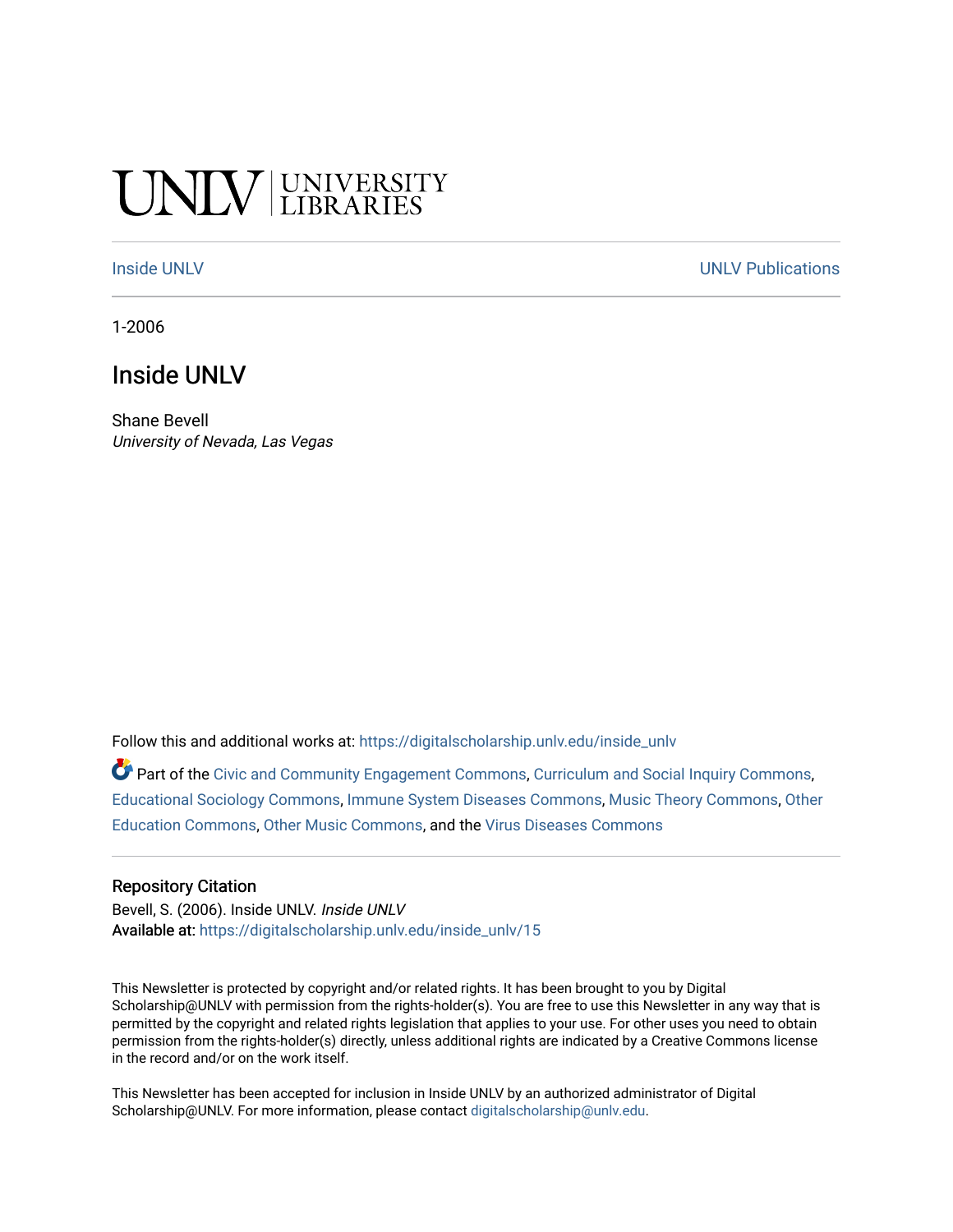UNLV | UNIVERSITY LIBRARIES

Inside UNLV | UNLV Publications

1-2006

# Inside UNLV

Shane Bevell
*University of Nevada, Las Vegas*

Follow this and additional works at: https://digitalscholarship.unlv.edu/inside_unlv

Part of the Civic and Community Engagement Commons, Curriculum and Social Inquiry Commons, Educational Sociology Commons, Immune System Diseases Commons, Music Theory Commons, Other Education Commons, Other Music Commons, and the Virus Diseases Commons

## Repository Citation

Bevell, S. (2006). Inside UNLV. *Inside UNLV*
Available at: https://digitalscholarship.unlv.edu/inside_unlv/15

This Newsletter is protected by copyright and/or related rights. It has been brought to you by Digital Scholarship@UNLV with permission from the rights-holder(s). You are free to use this Newsletter in any way that is permitted by the copyright and related rights legislation that applies to your use. For other uses you need to obtain permission from the rights-holder(s) directly, unless additional rights are indicated by a Creative Commons license in the record and/or on the work itself.

This Newsletter has been accepted for inclusion in Inside UNLV by an authorized administrator of Digital Scholarship@UNLV. For more information, please contact digitalscholarship@unlv.edu.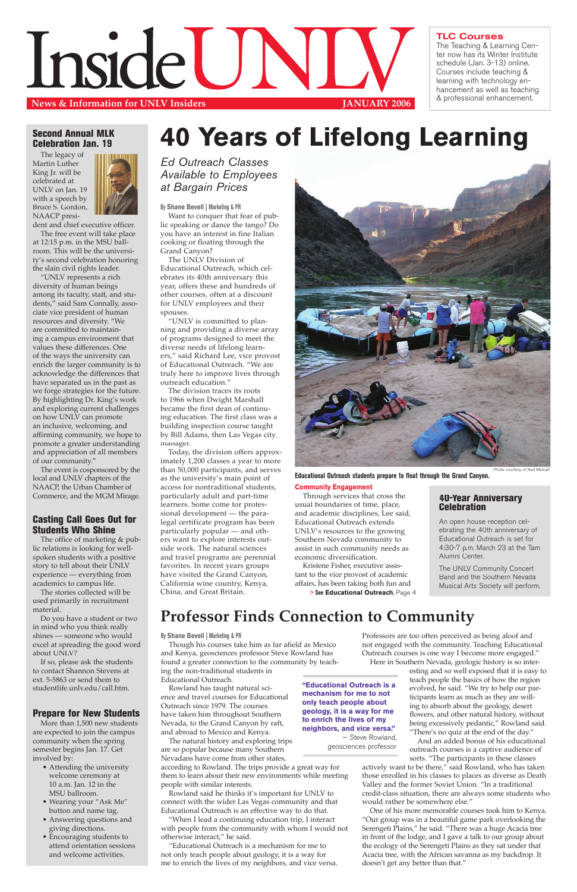# Inside UNLV

**News & Information for UNLV Insiders** — **JANUARY 2006**

### TLC Courses

The Teaching & Learning Center now has its Winter Institute schedule (Jan. 3-13) online. Courses include teaching & learning with technology enhancement as well as teaching & professional enhancement.

## Second Annual MLK Celebration Jan. 19

The legacy of Martin Luther King Jr. will be celebrated at UNLV on Jan. 19 with a speech by Bruce S. Gordon, NAACP president and chief executive officer.

The free event will take place at 12:15 p.m. in the MSU ballroom. This will be the university's second celebration honoring the slain civil rights leader.

"UNLV represents a rich diversity of human beings among its faculty, staff, and students," said Sam Connally, associate vice president of human resources and diversity. "We are committed to maintaining a campus environment that values these differences. One of the ways the university can enrich the larger community is to acknowledge the differences that have separated us in the past as we forge strategies for the future. By highlighting Dr. King's work and exploring current challenges on how UNLV can promote an inclusive, welcoming, and affirming community, we hope to promote a greater understanding and appreciation of all members of our community."

The event is cosponsored by the local and UNLV chapters of the NAACP, the Urban Chamber of Commerce, and the MGM Mirage.

## Casting Call Goes Out for Students Who Shine

The office of marketing & public relations is looking for well-spoken students with a positive story to tell about their UNLV experience — everything from academics to campus life.

The stories collected will be used primarily in recruitment material.

Do you have a student or two in mind who you think really shines — someone who would excel at spreading the good word about UNLV?

If so, please ask the students to contact Shannon Stevens at ext. 5-5863 or send them to studentlife.unlv.edu/call.htm.

## Prepare for New Students

More than 1,500 new students are expected to join the campus community when the spring semester begins Jan. 17. Get involved by:

- Attending the university welcome ceremony at 10 a.m. Jan. 12 in the MSU ballroom.
- Wearing your "Ask Me" button and name tag.
- Answering questions and giving directions.
- Encouraging students to attend orientation sessions and welcome activities.

# 40 Years of Lifelong Learning

*Ed Outreach Classes Available to Employees at Bargain Prices*

**By Shane Bevell | Marketing & PR**

Want to conquer that fear of public speaking or dance the tango? Do you have an interest in fine Italian cooking or floating through the Grand Canyon?

The UNLV Division of Educational Outreach, which celebrates its 40th anniversary this year, offers these and hundreds of other courses, often at a discount for UNLV employees and their spouses.

"UNLV is committed to planning and providing a diverse array of programs designed to meet the diverse needs of lifelong learners," said Richard Lee, vice provost of Educational Outreach. "We are truly here to improve lives through outreach education."

The division traces its roots to 1966 when Dwight Marshall became the first dean of continuing education. The first class was a building inspection course taught by Bill Adams, then Las Vegas city manager.

Today, the division offers approximately 1,200 classes a year to more than 50,000 participants, and serves as the university's main point of access for nontraditional students, particularly adult and part-time learners. Some come for professional development — the paralegal certificate program has been particularly popular — and others want to explore interests outside work. The natural sciences and travel programs are perennial favorites. In recent years groups have visited the Grand Canyon, California wine country, Kenya, China, and Great Britain.

Photo courtesy of Rod Metcalf

**Educational Outreach students prepare to float through the Grand Canyon.**

### Community Engagement

Through services that cross the usual boundaries of time, place, and academic disciplines, Lee said, Educational Outreach extends UNLV's resources to the growing Southern Nevada community to assist in such community needs as economic diversification.

Kristene Fisher, executive assistant to the vice provost of academic affairs, has been taking both fun and

> **See Educational Outreach**, Page 4

### 40-Year Anniversary Celebration

An open house reception celebrating the 40th anniversary of Educational Outreach is set for 4:30-7 p.m. March 23 at the Tam Alumni Center.

The UNLV Community Concert Band and the Southern Nevada Musical Arts Society will perform.

# Professor Finds Connection to Community

**By Shane Bevell | Marketing & PR**

Though his courses take him as far afield as Mexico and Kenya, geosciences professor Steve Rowland has found a greater connection to the community by teaching the non-traditional students in Educational Outreach.

Rowland has taught natural science and travel courses for Educational Outreach since 1979. The courses have taken him throughout Southern Nevada, to the Grand Canyon by raft, and abroad to Mexico and Kenya.

The natural history and exploring trips are so popular because many Southern Nevadans have come from other states, according to Rowland. The trips provide a great way for them to learn about their new environments while meeting people with similar interests.

Rowland said he thinks it's important for UNLV to connect with the wider Las Vegas community and that Educational Outreach is an effective way to do that.

"When I lead a continuing education trip, I interact with people from the community with whom I would not otherwise interact," he said.

"Educational Outreach is a mechanism for me to not only teach people about geology, it is a way for me to enrich the lives of my neighbors, and vice versa. Professors are too often perceived as being aloof and not engaged with the community. Teaching Educational Outreach courses is one way I become more engaged."

> **"Educational Outreach is a mechanism for me to not only teach people about geology, it is a way for me to enrich the lives of my neighbors, and vice versa."**
> — Steve Rowland, geosciences professor

Here in Southern Nevada, geologic history is so interesting and so well exposed that it is easy to teach people the basics of how the region evolved, he said. "We try to help our participants learn as much as they are willing to absorb about the geology, desert flowers, and other natural history, without being excessively pedantic," Rowland said. "There's no quiz at the end of the day."

And an added bonus of his educational outreach courses is a captive audience of sorts. "The participants in these classes actively want to be there," said Rowland, who has taken those enrolled in his classes to places as diverse as Death Valley and the former Soviet Union. "In a traditional credit-class situation, there are always some students who would rather be somewhere else."

One of his more memorable courses took him to Kenya. "Our group was in a beautiful game park overlooking the Serengeti Plains," he said. "There was a huge Acacia tree in front of the lodge, and I gave a talk to our group about the ecology of the Serengeti Plains as they sat under that Acacia tree, with the African savanna as my backdrop. It doesn't get any better than that."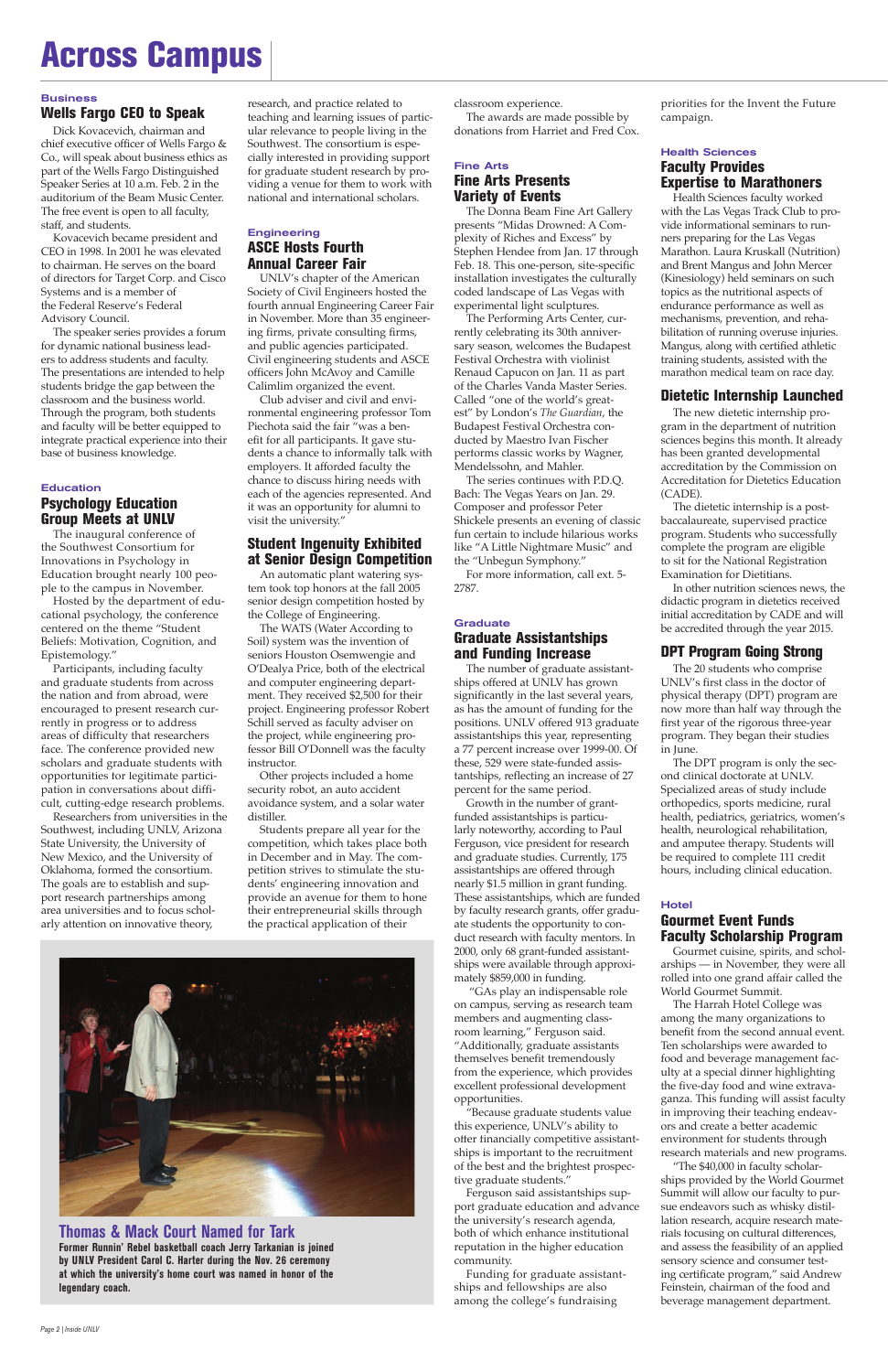# Across Campus

### Business

## Wells Fargo CEO to Speak

Dick Kovacevich, chairman and chief executive officer of Wells Fargo & Co., will speak about business ethics as part of the Wells Fargo Distinguished Speaker Series at 10 a.m. Feb. 2 in the auditorium of the Beam Music Center. The free event is open to all faculty, staff, and students.

Kovacevich became president and CEO in 1998. In 2001 he was elevated to chairman. He serves on the board of directors for Target Corp. and Cisco Systems and is a member of the Federal Reserve's Federal Advisory Council.

The speaker series provides a forum for dynamic national business leaders to address students and faculty. The presentations are intended to help students bridge the gap between the classroom and the business world. Through the program, both students and faculty will be better equipped to integrate practical experience into their base of business knowledge.

### Education

## Psychology Education Group Meets at UNLV

The inaugural conference of the Southwest Consortium for Innovations in Psychology in Education brought nearly 100 people to the campus in November.

Hosted by the department of educational psychology, the conference centered on the theme "Student Beliefs: Motivation, Cognition, and Epistemology."

Participants, including faculty and graduate students from across the nation and from abroad, were encouraged to present research currently in progress or to address areas of difficulty that researchers face. The conference provided new scholars and graduate students with opportunities for legitimate participation in conversations about difficult, cutting-edge research problems.

Researchers from universities in the Southwest, including UNLV, Arizona State University, the University of New Mexico, and the University of Oklahoma, formed the consortium. The goals are to establish and support research partnerships among area universities and to focus scholarly attention on innovative theory, research, and practice related to teaching and learning issues of particular relevance to people living in the Southwest. The consortium is especially interested in providing support for graduate student research by providing a venue for them to work with national and international scholars.

### Engineering

## ASCE Hosts Fourth Annual Career Fair

UNLV's chapter of the American Society of Civil Engineers hosted the fourth annual Engineering Career Fair in November. More than 35 engineering firms, private consulting firms, and public agencies participated. Civil engineering students and ASCE officers John McAvoy and Camille Calimlim organized the event.

Club adviser and civil and environmental engineering professor Tom Piechota said the fair "was a benefit for all participants. It gave students a chance to informally talk with employers. It afforded faculty the chance to discuss hiring needs with each of the agencies represented. And it was an opportunity for alumni to visit the university."

## Student Ingenuity Exhibited at Senior Design Competition

An automatic plant watering system took top honors at the fall 2005 senior design competition hosted by the College of Engineering.

The WATS (Water According to Soil) system was the invention of seniors Houston Osemwengie and O'Dayla Price, both of the electrical and computer engineering department. They received $2,500 for their project. Engineering professor Robert Schill served as faculty adviser on the project, while engineering professor Bill O'Donnell was the faculty instructor.

Other projects included a home security robot, an auto accident avoidance system, and a solar water distiller.

Students prepare all year for the competition, which takes place both in December and in May. The competition strives to stimulate the students' engineering innovation and provide an avenue for them to hone their entrepreneurial skills through the practical application of their classroom experience.

The awards are made possible by donations from Harriet and Fred Cox.

## Thomas & Mack Court Named for Tark

**Former Runnin' Rebel basketball coach Jerry Tarkanian is joined by UNLV President Carol C. Harter during the Nov. 26 ceremony at which the university's home court was named in honor of the legendary coach.**

### Fine Arts

## Fine Arts Presents Variety of Events

The Donna Beam Fine Art Gallery presents "Midas Drowned: A Complexity of Riches and Excess" by Stephen Hendee from Jan. 17 through Feb. 18. This one-person, site-specific installation investigates the culturally coded landscape of Las Vegas with experimental light sculptures.

The Performing Arts Center, currently celebrating its 30th anniversary season, welcomes the Budapest Festival Orchestra with violinist Renaud Capucon on Jan. 11 as part of the Charles Vanda Master Series. Called "one of the world's greatest" by London's *The Guardian*, the Budapest Festival Orchestra conducted by Maestro Ivan Fischer performs classic works by Wagner, Mendelssohn, and Mahler.

The series continues with P.D.Q. Bach: The Vegas Years on Jan. 29. Composer and professor Peter Shickele presents an evening of classic fun certain to include hilarious works like "A Little Nightmare Music" and the "Unbegun Symphony."

For more information, call ext. 5-2787.

### Graduate

## Graduate Assistantships and Funding Increase

The number of graduate assistantships offered at UNLV has grown significantly in the last several years, as has the amount of funding for the positions. UNLV offered 913 graduate assistantships this year, representing a 77 percent increase over 1999-00. Of these, 529 were state-funded assistantships, reflecting an increase of 27 percent for the same period.

Growth in the number of grant-funded assistantships is particularly noteworthy, according to Paul Ferguson, vice president for research and graduate studies. Currently, 175 assistantships are offered through nearly $1.5 million in grant funding. These assistantships, which are funded by faculty research grants, offer graduate students the opportunity to conduct research with faculty mentors. In 2000, only 68 grant-funded assistantships were available through approximately $859,000 in funding.

"GAs play an indispensable role on campus, serving as research team members and augmenting classroom learning," Ferguson said. "Additionally, graduate assistants themselves benefit tremendously from the experience, which provides excellent professional development opportunities.

"Because graduate students value this experience, UNLV's ability to offer financially competitive assistantships is important to the recruitment of the best and the brightest prospective graduate students."

Ferguson said assistantships support graduate education and advance the university's research agenda, both of which enhance institutional reputation in the higher education community.

Funding for graduate assistantships and fellowships are also among the college's fundraising priorities for the Invent the Future campaign.

### Health Sciences

## Faculty Provides Expertise to Marathoners

Health Sciences faculty worked with the Las Vegas Track Club to provide informational seminars to runners preparing for the Las Vegas Marathon. Laura Kruskall (Nutrition) and Brent Mangus and John Mercer (Kinesiology) held seminars on such topics as the nutritional aspects of endurance performance as well as mechanisms, prevention, and rehabilitation of running overuse injuries. Mangus, along with certified athletic training students, assisted with the marathon medical team on race day.

## Dietetic Internship Launched

The new dietetic internship program in the department of nutrition sciences begins this month. It already has been granted developmental accreditation by the Commission on Accreditation for Dietetics Education (CADE).

The dietetic internship is a post-baccalaureate, supervised practice program. Students who successfully complete the program are eligible to sit for the National Registration Examination for Dietitians.

In other nutrition sciences news, the didactic program in dietetics received initial accreditation by CADE and will be accredited through the year 2015.

## DPT Program Going Strong

The 20 students who comprise UNLV's first class in the doctor of physical therapy (DPT) program are now more than half way through the first year of the rigorous three-year program. They began their studies in June.

The DPT program is only the second clinical doctorate at UNLV. Specialized areas of study include orthopedics, sports medicine, rural health, pediatrics, geriatrics, women's health, neurological rehabilitation, and amputee therapy. Students will be required to complete 111 credit hours, including clinical education.

### Hotel

## Gourmet Event Funds Faculty Scholarship Program

Gourmet cuisine, spirits, and scholarships — in November, they were all rolled into one grand affair called the World Gourmet Summit.

The Harrah Hotel College was among the many organizations to benefit from the second annual event. Ten scholarships were awarded to food and beverage management faculty at a special dinner highlighting the five-day food and wine extravaganza. This funding will assist faculty in improving their teaching endeavors and create a better academic environment for students through research materials and new programs.

"The $40,000 in faculty scholarships provided by the World Gourmet Summit will allow our faculty to pursue endeavors such as whisky distillation research, acquire research materials focusing on cultural differences, and assess the feasibility of an applied sensory science and consumer testing certificate program," said Andrew Feinstein, chairman of the food and beverage management department.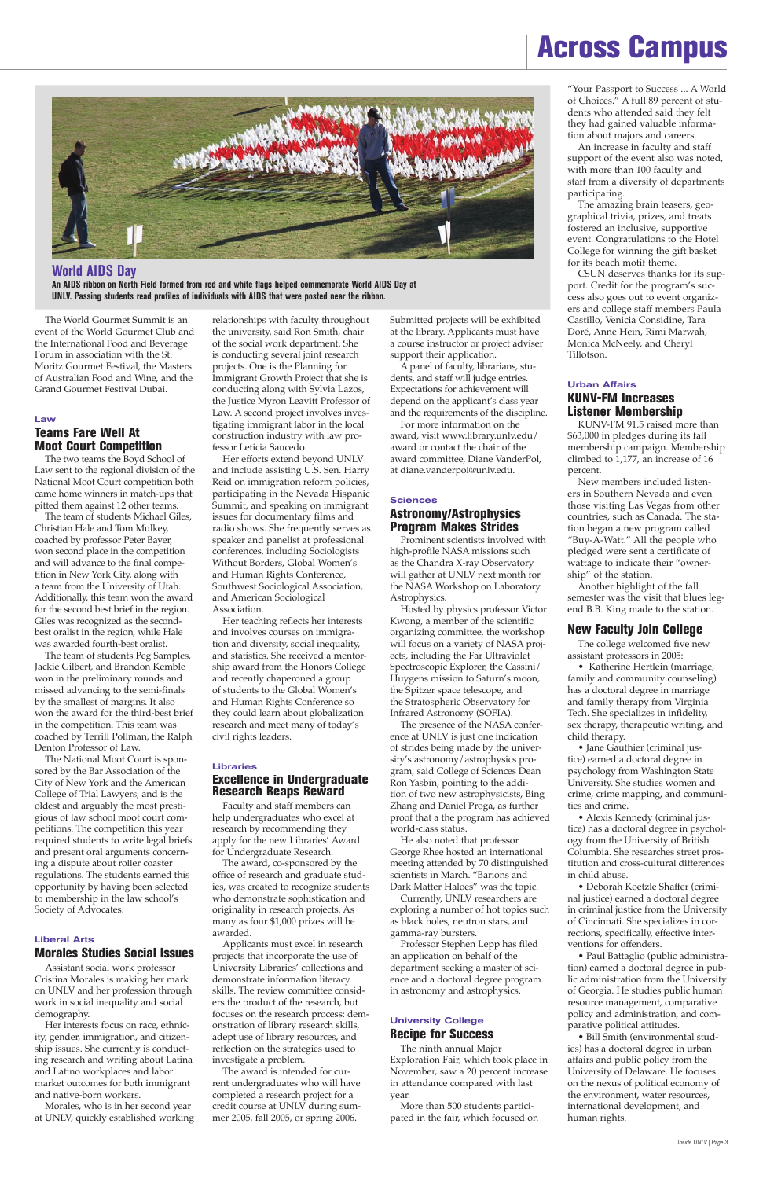# Across Campus

## World AIDS Day

**An AIDS ribbon on North Field formed from red and white flags helped commemorate World AIDS Day at UNLV. Passing students read profiles of individuals with AIDS that were posted near the ribbon.**

The World Gourmet Summit is an event of the World Gourmet Club and the International Food and Beverage Forum in association with the St. Moritz Gourmet Festival, the Masters of Australian Food and Wine, and the Grand Gourmet Festival Dubai.

### Law

## Teams Fare Well At Moot Court Competition

The two teams the Boyd School of Law sent to the regional division of the National Moot Court competition both came home winners in match-ups that pitted them against 12 other teams.

The team of students Michael Giles, Christian Hale and Tom Mulkey, coached by professor Peter Bayer, won second place in the competition and will advance to the final competition in New York City, along with a team from the University of Utah. Additionally, this team won the award for the second best brief in the region. Giles was recognized as the second-best oralist in the region, while Hale was awarded fourth-best oralist.

The team of students Peg Samples, Jackie Gilbert, and Brandon Kemble won in the preliminary rounds and missed advancing to the semi-finals by the smallest of margins. It also won the award for the third-best brief in the competition. This team was coached by Terrill Pollman, the Ralph Denton Professor of Law.

The National Moot Court is sponsored by the Bar Association of the City of New York and the American College of Trial Lawyers, and is the oldest and arguably the most prestigious of law school moot court competitions. The competition this year required students to write legal briefs and present oral arguments concerning a dispute about roller coaster regulations. The students earned this opportunity by having been selected to membership in the law school's Society of Advocates.

### Liberal Arts

## Morales Studies Social Issues

Assistant social work professor Cristina Morales is making her mark on UNLV and her profession through work in social inequality and social demography.

Her interests focus on race, ethnicity, gender, immigration, and citizenship issues. She currently is conducting research and writing about Latina and Latino workplaces and labor market outcomes for both immigrant and native-born workers.

Morales, who is in her second year at UNLV, quickly established working relationships with faculty throughout the university, said Ron Smith, chair of the social work department. She is conducting several joint research projects. One is the Planning for Immigrant Growth Project that she is conducting along with Sylvia Lazos, the Justice Myron Leavitt Professor of Law. A second project involves investigating immigrant labor in the local construction industry with law professor Leticia Saucedo.

Her efforts extend beyond UNLV and include assisting U.S. Sen. Harry Reid on immigration reform policies, participating in the Nevada Hispanic Summit, and speaking on immigrant issues for documentary films and radio shows. She frequently serves as speaker and panelist at professional conferences, including Sociologists Without Borders, Global Women's and Human Rights Conference, Southwest Sociological Association, and American Sociological Association.

Her teaching reflects her interests and involves courses on immigration and diversity, social inequality, and statistics. She received a mentorship award from the Honors College and recently chaperoned a group of students to the Global Women's and Human Rights Conference so they could learn about globalization research and meet many of today's civil rights leaders.

### Libraries

## Excellence in Undergraduate Research Reaps Reward

Faculty and staff members can help undergraduates who excel at research by recommending they apply for the new Libraries' Award for Undergraduate Research.

The award, co-sponsored by the office of research and graduate studies, was created to recognize students who demonstrate sophistication and originality in research projects. As many as four $1,000 prizes will be awarded.

Applicants must excel in research projects that incorporate the use of University Libraries' collections and demonstrate information literacy skills. The review committee considers the product of the research, but focuses on the research process: demonstration of library research skills, adept use of library resources, and reflection on the strategies used to investigate a problem.

The award is intended for current undergraduates who will have completed a research project for a credit course at UNLV during summer 2005, fall 2005, or spring 2006.

Submitted projects will be exhibited at the library. Applicants must have a course instructor or project adviser support their application.

A panel of faculty, librarians, students, and staff will judge entries. Expectations for achievement will depend on the applicant's class year and the requirements of the discipline.

For more information on the award, visit www.library.unlv.edu/award or contact the chair of the award committee, Diane VanderPol, at diane.vanderpol@unlv.edu.

### Sciences

## Astronomy/Astrophysics Program Makes Strides

Prominent scientists involved with high-profile NASA missions such as the Chandra X-ray Observatory will gather at UNLV next month for the NASA Workshop on Laboratory Astrophysics.

Hosted by physics professor Victor Kwong, a member of the scientific organizing committee, the workshop will focus on a variety of NASA projects, including the Far Ultraviolet Spectroscopic Explorer, the Cassini/Huygens mission to Saturn's moon, the Spitzer space telescope, and the Stratospheric Observatory for Infrared Astronomy (SOFIA).

The presence of the NASA conference at UNLV is just one indication of strides being made by the university's astronomy/astrophysics program, said College of Sciences Dean Ron Yasbin, pointing to the addition of two new astrophysicists, Bing Zhang and Daniel Proga, as further proof that a the program has achieved world-class status.

He also noted that professor George Rhee hosted an international meeting attended by 70 distinguished scientists in March. "Barions and Dark Matter Haloes" was the topic.

Currently, UNLV researchers are exploring a number of hot topics such as black holes, neutron stars, and gamma-ray bursters.

Professor Stephen Lepp has filed an application on behalf of the department seeking a master of science and a doctoral degree program in astronomy and astrophysics.

### University College

## Recipe for Success

The ninth annual Major Exploration Fair, which took place in November, saw a 20 percent increase in attendance compared with last year.

More than 500 students participated in the fair, which focused on "Your Passport to Success ... A World of Choices." A full 89 percent of students who attended said they felt they had gained valuable information about majors and careers.

An increase in faculty and staff support of the event also was noted, with more than 100 faculty and staff from a diversity of departments participating.

The amazing brain teasers, geographical trivia, prizes, and treats fostered an inclusive, supportive event. Congratulations to the Hotel College for winning the gift basket for its beach motif theme.

CSUN deserves thanks for its support. Credit for the program's success also goes out to event organizers and college staff members Paula Castillo, Venicia Considine, Tara Doré, Anne Hein, Rimi Marwah, Monica McNeely, and Cheryl Tillotson.

### Urban Affairs

## KUNV-FM Increases Listener Membership

KUNV-FM 91.5 raised more than $63,000 in pledges during its fall membership campaign. Membership climbed to 1,177, an increase of 16 percent.

New members included listeners in Southern Nevada and even those visiting Las Vegas from other countries, such as Canada. The station began a new program called "Buy-A-Watt." All the people who pledged were sent a certificate of wattage to indicate their "ownership" of the station.

Another highlight of the fall semester was the visit that blues legend B.B. King made to the station.

## New Faculty Join College

The college welcomed five new assistant professors in 2005:

- Katherine Hertlein (marriage, family and community counseling) has a doctoral degree in marriage and family therapy from Virginia Tech. She specializes in infidelity, sex therapy, therapeutic writing, and child therapy.
- Jane Gauthier (criminal justice) earned a doctoral degree in psychology from Washington State University. She studies women and crime, crime mapping, and communities and crime.
- Alexis Kennedy (criminal justice) has a doctoral degree in psychology from the University of British Columbia. She researches street prostitution and cross-cultural differences in child abuse.
- Deborah Koetzle Shaffer (criminal justice) earned a doctoral degree in criminal justice from the University of Cincinnati. She specializes in corrections, specifically, effective interventions for offenders.
- Paul Battaglio (public administration) earned a doctoral degree in public administration from the University of Georgia. He studies public human resource management, comparative policy and administration, and comparative political attitudes.
- Bill Smith (environmental studies) has a doctoral degree in urban affairs and public policy from the University of Delaware. He focuses on the nexus of political economy of the environment, water resources, international development, and human rights.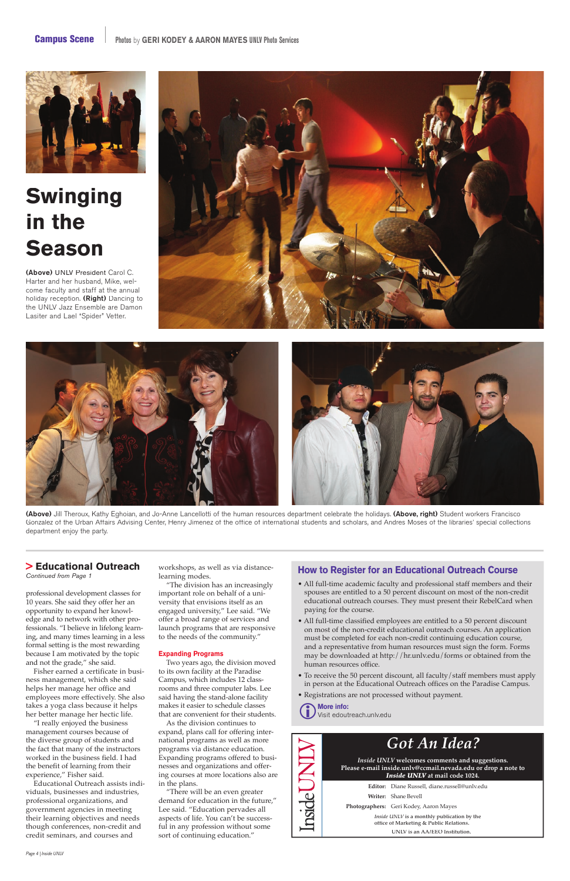**Campus Scene** | Photos by **GERI KODEY & AARON MAYES** UNLV Photo Services

# Swinging in the Season

**(Above)** UNLV President Carol C. Harter and her husband, Mike, welcome faculty and staff at the annual holiday reception. **(Right)** Dancing to the UNLV Jazz Ensemble are Damon Lasiter and Lael "Spider" Vetter.

**(Above)** Jill Theroux, Kathy Eghoian, and Jo-Anne Lancellotti of the human resources department celebrate the holidays. **(Above, right)** Student workers Francisco Gonzalez of the Urban Affairs Advising Center, Henry Jimenez of the office of international students and scholars, and Andres Moses of the libraries' special collections department enjoy the party.

## > Educational Outreach

*Continued from Page 1*

professional development classes for 10 years. She said they offer her an opportunity to expand her knowledge and to network with other professionals. "I believe in lifelong learning, and many times learning in a less formal setting is the most rewarding because I am motivated by the topic and not the grade," she said.

Fisher earned a certificate in business management, which she said helps her manage her office and employees more effectively. She also takes a yoga class because it helps her better manage her hectic life.

"I really enjoyed the business management courses because of the diverse group of students and the fact that many of the instructors worked in the business field. I had the benefit of learning from their experience," Fisher said.

Educational Outreach assists individuals, businesses and industries, professional organizations, and government agencies in meeting their learning objectives and needs though conferences, non-credit and credit seminars, and courses and workshops, as well as via distance-learning modes.

"The division has an increasingly important role on behalf of a university that envisions itself as an engaged university," Lee said. "We offer a broad range of services and launch programs that are responsive to the needs of the community."

### Expanding Programs

Two years ago, the division moved to its own facility at the Paradise Campus, which includes 12 classrooms and three computer labs. Lee said having the stand-alone facility makes it easier to schedule classes that are convenient for their students.

As the division continues to expand, plans call for offering international programs as well as more programs via distance education. Expanding programs offered to businesses and organizations and offering courses at more locations also are in the plans.

"There will be an even greater demand for education in the future," Lee said. "Education pervades all aspects of life. You can't be successful in any profession without some sort of continuing education."

## How to Register for an Educational Outreach Course

- All full-time academic faculty and professional staff members and their spouses are entitled to a 50 percent discount on most of the non-credit educational outreach courses. They must present their RebelCard when paying for the course.
- All full-time classified employees are entitled to a 50 percent discount on most of the non-credit educational outreach courses. An application must be completed for each non-credit continuing education course, and a representative from human resources must sign the form. Forms may be downloaded at http://hr.unlv.edu/forms or obtained from the human resources office.
- To receive the 50 percent discount, all faculty/staff members must apply in person at the Educational Outreach offices on the Paradise Campus.
- Registrations are not processed without payment.

**More info:** Visit edoutreach.unlv.edu

## Got An Idea?

***Inside UNLV* welcomes comments and suggestions. Please e-mail inside.unlv@ccmail.nevada.edu or drop a note to *Inside UNLV* at mail code 1024.**

Inside UNLV

**Editor:** Diane Russell, diane.russell@unlv.edu
**Writer:** Shane Bevell
**Photographers:** Geri Kodey, Aaron Mayes

*Inside UNLV* is a monthly publication by the office of Marketing & Public Relations.

UNLV is an AA/EEO Institution.